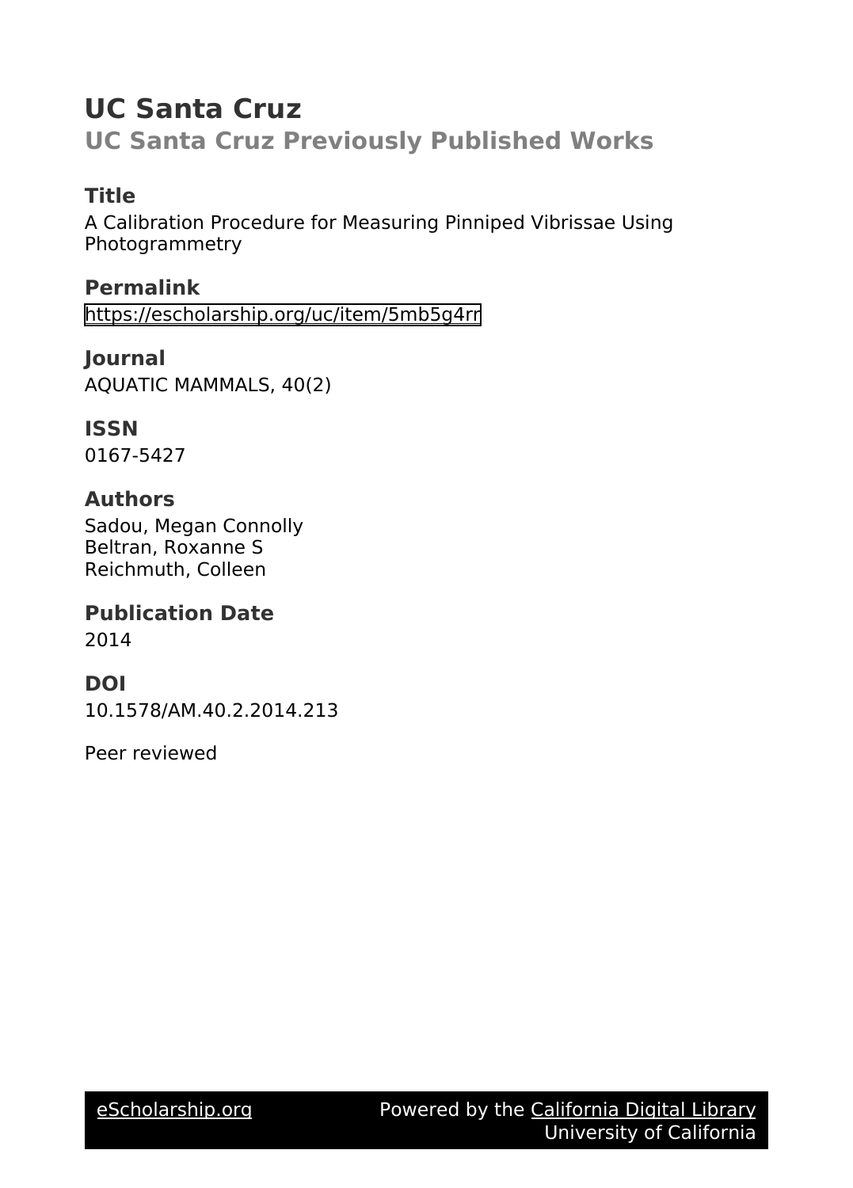# UC Santa Cruz

## UC Santa Cruz Previously Published Works

### Title

A Calibration Procedure for Measuring Pinniped Vibrissae Using Photogrammetry

### Permalink

https://escholarship.org/uc/item/5mb5g4rr

### Journal

AQUATIC MAMMALS, 40(2)

### ISSN

0167-5427

### Authors

Sadou, Megan Connolly  
Beltran, Roxanne S  
Reichmuth, Colleen

### Publication Date

2014

### DOI

10.1578/AM.40.2.2014.213

Peer reviewed

eScholarship.org Powered by the California Digital Library University of California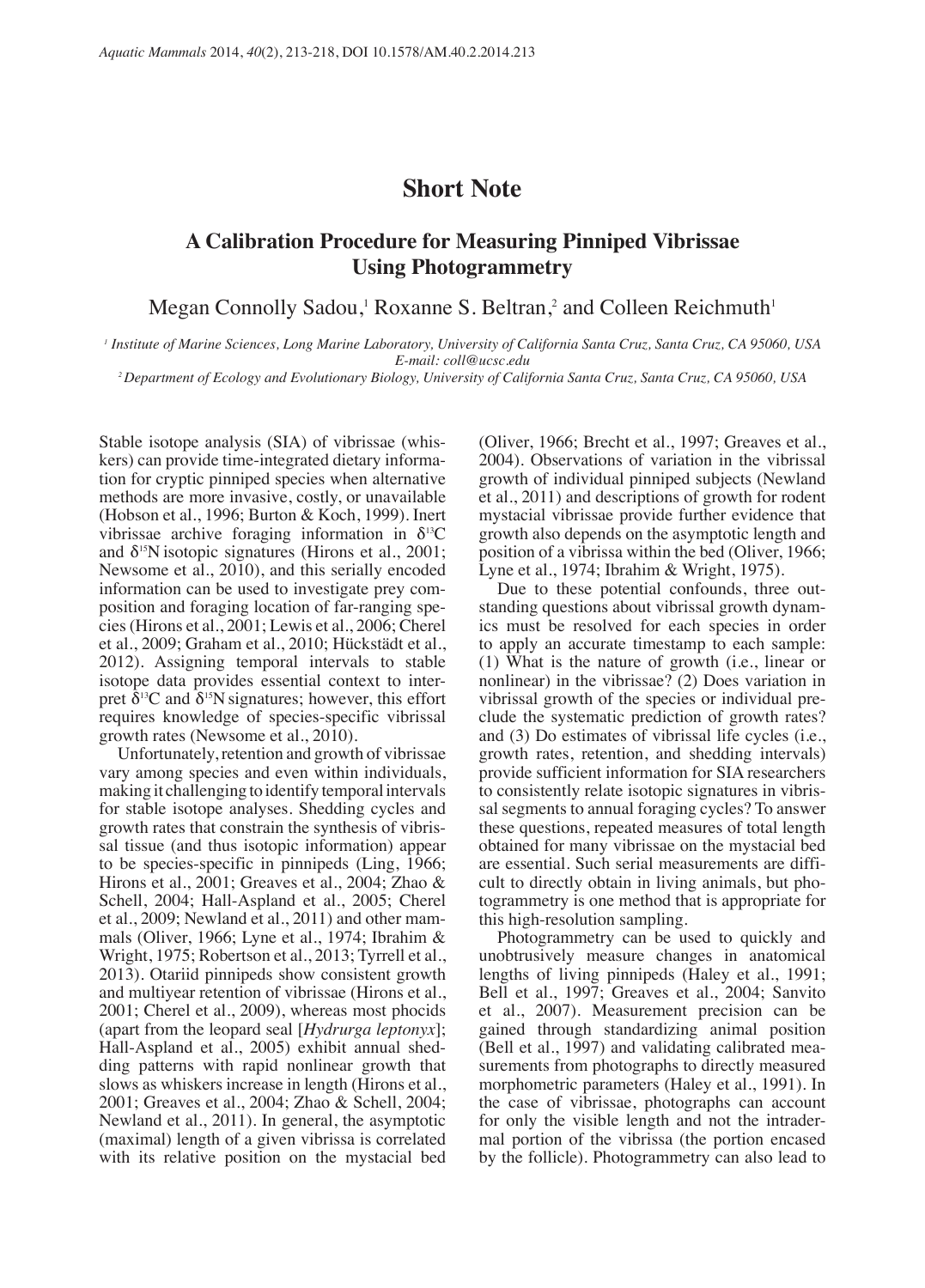# Short Note

## A Calibration Procedure for Measuring Pinniped Vibrissae Using Photogrammetry

Megan Connolly Sadou,[1] Roxanne S. Beltran,[2] and Colleen Reichmuth[1]

[1] *Institute of Marine Sciences, Long Marine Laboratory, University of California Santa Cruz, Santa Cruz, CA 95060, USA*
*E-mail: coll@ucsc.edu*
[2] *Department of Ecology and Evolutionary Biology, University of California Santa Cruz, Santa Cruz, CA 95060, USA*

Stable isotope analysis (SIA) of vibrissae (whiskers) can provide time-integrated dietary information for cryptic pinniped species when alternative methods are more invasive, costly, or unavailable (Hobson et al., 1996; Burton & Koch, 1999). Inert vibrissae archive foraging information in $\delta^{13}C$ and $\delta^{15}N$ isotopic signatures (Hirons et al., 2001; Newsome et al., 2010), and this serially encoded information can be used to investigate prey composition and foraging location of far-ranging species (Hirons et al., 2001; Lewis et al., 2006; Cherel et al., 2009; Graham et al., 2010; Hückstädt et al., 2012). Assigning temporal intervals to stable isotope data provides essential context to interpret $\delta^{13}C$ and $\delta^{15}N$ signatures; however, this effort requires knowledge of species-specific vibrissal growth rates (Newsome et al., 2010).

Unfortunately, retention and growth of vibrissae vary among species and even within individuals, making it challenging to identify temporal intervals for stable isotope analyses. Shedding cycles and growth rates that constrain the synthesis of vibrissal tissue (and thus isotopic information) appear to be species-specific in pinnipeds (Ling, 1966; Hirons et al., 2001; Greaves et al., 2004; Zhao & Schell, 2004; Hall-Aspland et al., 2005; Cherel et al., 2009; Newland et al., 2011) and other mammals (Oliver, 1966; Lyne et al., 1974; Ibrahim & Wright, 1975; Robertson et al., 2013; Tyrrell et al., 2013). Otariid pinnipeds show consistent growth and multiyear retention of vibrissae (Hirons et al., 2001; Cherel et al., 2009), whereas most phocids (apart from the leopard seal [*Hydrurga leptonyx*]; Hall-Aspland et al., 2005) exhibit annual shedding patterns with rapid nonlinear growth that slows as whiskers increase in length (Hirons et al., 2001; Greaves et al., 2004; Zhao & Schell, 2004; Newland et al., 2011). In general, the asymptotic (maximal) length of a given vibrissa is correlated with its relative position on the mystacial bed (Oliver, 1966; Brecht et al., 1997; Greaves et al., 2004). Observations of variation in the vibrissal growth of individual pinniped subjects (Newland et al., 2011) and descriptions of growth for rodent mystacial vibrissae provide further evidence that growth also depends on the asymptotic length and position of a vibrissa within the bed (Oliver, 1966; Lyne et al., 1974; Ibrahim & Wright, 1975).

Due to these potential confounds, three outstanding questions about vibrissal growth dynamics must be resolved for each species in order to apply an accurate timestamp to each sample: (1) What is the nature of growth (i.e., linear or nonlinear) in the vibrissae? (2) Does variation in vibrissal growth of the species or individual preclude the systematic prediction of growth rates? and (3) Do estimates of vibrissal life cycles (i.e., growth rates, retention, and shedding intervals) provide sufficient information for SIA researchers to consistently relate isotopic signatures in vibrissal segments to annual foraging cycles? To answer these questions, repeated measures of total length obtained for many vibrissae on the mystacial bed are essential. Such serial measurements are difficult to directly obtain in living animals, but photogrammetry is one method that is appropriate for this high-resolution sampling.

Photogrammetry can be used to quickly and unobtrusively measure changes in anatomical lengths of living pinnipeds (Haley et al., 1991; Bell et al., 1997; Greaves et al., 2004; Sanvito et al., 2007). Measurement precision can be gained through standardizing animal position (Bell et al., 1997) and validating calibrated measurements from photographs to directly measured morphometric parameters (Haley et al., 1991). In the case of vibrissae, photographs can account for only the visible length and not the intradermal portion of the vibrissa (the portion encased by the follicle). Photogrammetry can also lead to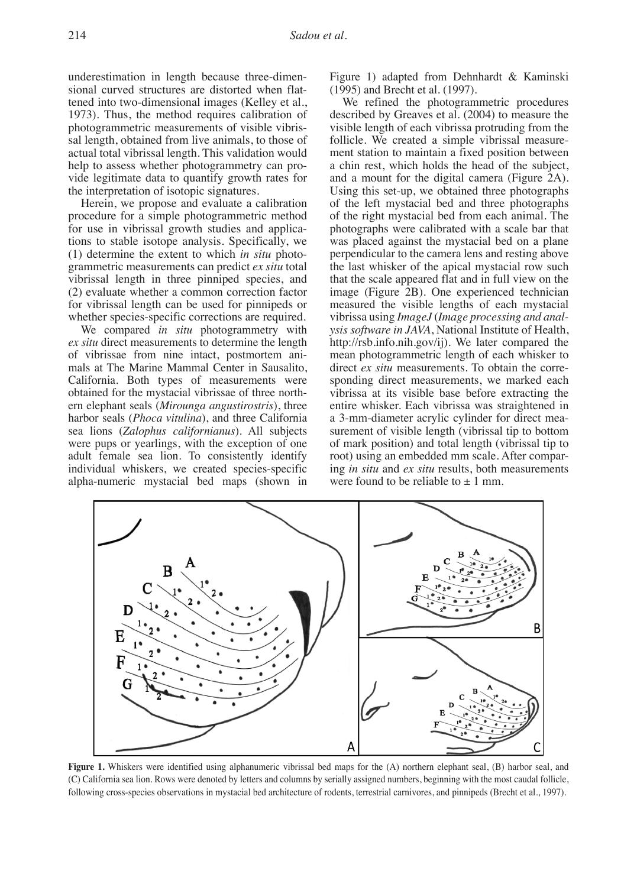underestimation in length because three-dimensional curved structures are distorted when flattened into two-dimensional images (Kelley et al., 1973). Thus, the method requires calibration of photogrammetric measurements of visible vibrissal length, obtained from live animals, to those of actual total vibrissal length. This validation would help to assess whether photogrammetry can provide legitimate data to quantify growth rates for the interpretation of isotopic signatures.

Herein, we propose and evaluate a calibration procedure for a simple photogrammetric method for use in vibrissal growth studies and applications to stable isotope analysis. Specifically, we (1) determine the extent to which *in situ* photogrammetric measurements can predict *ex situ* total vibrissal length in three pinniped species, and (2) evaluate whether a common correction factor for vibrissal length can be used for pinnipeds or whether species-specific corrections are required.

We compared *in situ* photogrammetry with *ex situ* direct measurements to determine the length of vibrissae from nine intact, postmortem animals at The Marine Mammal Center in Sausalito, California. Both types of measurements were obtained for the mystacial vibrissae of three northern elephant seals (*Mirounga angustirostris*), three harbor seals (*Phoca vitulina*), and three California sea lions (*Zalophus californianus*). All subjects were pups or yearlings, with the exception of one adult female sea lion. To consistently identify individual whiskers, we created species-specific alpha-numeric mystacial bed maps (shown in Figure 1) adapted from Dehnhardt & Kaminski (1995) and Brecht et al. (1997).

We refined the photogrammetric procedures described by Greaves et al. (2004) to measure the visible length of each vibrissa protruding from the follicle. We created a simple vibrissal measurement station to maintain a fixed position between a chin rest, which holds the head of the subject, and a mount for the digital camera (Figure 2A). Using this set-up, we obtained three photographs of the left mystacial bed and three photographs of the right mystacial bed from each animal. The photographs were calibrated with a scale bar that was placed against the mystacial bed on a plane perpendicular to the camera lens and resting above the last whisker of the apical mystacial row such that the scale appeared flat and in full view on the image (Figure 2B). One experienced technician measured the visible lengths of each mystacial vibrissa using *ImageJ* (*Image processing and analysis software in JAVA*, National Institute of Health, http://rsb.info.nih.gov/ij). We later compared the mean photogrammetric length of each whisker to direct *ex situ* measurements. To obtain the corresponding direct measurements, we marked each vibrissa at its visible base before extracting the entire whisker. Each vibrissa was straightened in a 3-mm-diameter acrylic cylinder for direct measurement of visible length (vibrissal tip to bottom of mark position) and total length (vibrissal tip to root) using an embedded mm scale. After comparing *in situ* and *ex situ* results, both measurements were found to be reliable to ± 1 mm.

**Figure 1.** Whiskers were identified using alphanumeric vibrissal bed maps for the (A) northern elephant seal, (B) harbor seal, and (C) California sea lion. Rows were denoted by letters and columns by serially assigned numbers, beginning with the most caudal follicle, following cross-species observations in mystacial bed architecture of rodents, terrestrial carnivores, and pinnipeds (Brecht et al., 1997).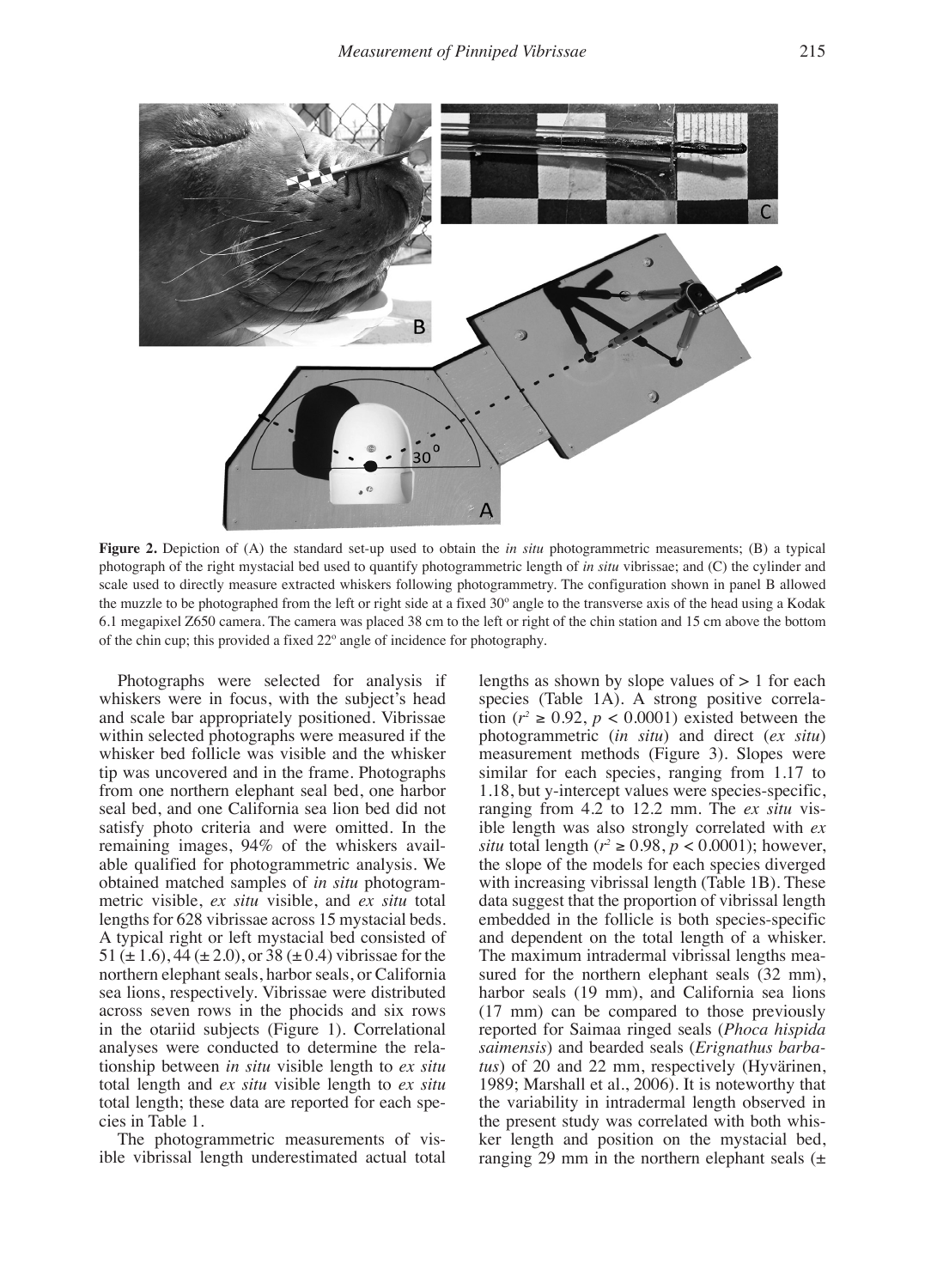**Figure 2.** Depiction of (A) the standard set-up used to obtain the *in situ* photogrammetric measurements; (B) a typical photograph of the right mystacial bed used to quantify photogrammetric length of *in situ* vibrissae; and (C) the cylinder and scale used to directly measure extracted whiskers following photogrammetry. The configuration shown in panel B allowed the muzzle to be photographed from the left or right side at a fixed 30º angle to the transverse axis of the head using a Kodak 6.1 megapixel Z650 camera. The camera was placed 38 cm to the left or right of the chin station and 15 cm above the bottom of the chin cup; this provided a fixed 22º angle of incidence for photography.

Photographs were selected for analysis if whiskers were in focus, with the subject's head and scale bar appropriately positioned. Vibrissae within selected photographs were measured if the whisker bed follicle was visible and the whisker tip was uncovered and in the frame. Photographs from one northern elephant seal bed, one harbor seal bed, and one California sea lion bed did not satisfy photo criteria and were omitted. In the remaining images, 94% of the whiskers available qualified for photogrammetric analysis. We obtained matched samples of *in situ* photogrammetric visible, *ex situ* visible, and *ex situ* total lengths for 628 vibrissae across 15 mystacial beds. A typical right or left mystacial bed consisted of 51 (± 1.6), 44 (± 2.0), or 38 (± 0.4) vibrissae for the northern elephant seals, harbor seals, or California sea lions, respectively. Vibrissae were distributed across seven rows in the phocids and six rows in the otariid subjects (Figure 1). Correlational analyses were conducted to determine the relationship between *in situ* visible length to *ex situ* total length and *ex situ* visible length to *ex situ* total length; these data are reported for each species in Table 1.

The photogrammetric measurements of visible vibrissal length underestimated actual total lengths as shown by slope values of > 1 for each species (Table 1A). A strong positive correlation ($r^2 \geq 0.92$, $p < 0.0001$) existed between the photogrammetric (*in situ*) and direct (*ex situ*) measurement methods (Figure 3). Slopes were similar for each species, ranging from 1.17 to 1.18, but y-intercept values were species-specific, ranging from 4.2 to 12.2 mm. The *ex situ* visible length was also strongly correlated with *ex situ* total length ($r^2 \geq 0.98$, $p < 0.0001$); however, the slope of the models for each species diverged with increasing vibrissal length (Table 1B). These data suggest that the proportion of vibrissal length embedded in the follicle is both species-specific and dependent on the total length of a whisker. The maximum intradermal vibrissal lengths measured for the northern elephant seals (32 mm), harbor seals (19 mm), and California sea lions (17 mm) can be compared to those previously reported for Saimaa ringed seals (*Phoca hispida saimensis*) and bearded seals (*Erignathus barbatus*) of 20 and 22 mm, respectively (Hyvärinen, 1989; Marshall et al., 2006). It is noteworthy that the variability in intradermal length observed in the present study was correlated with both whisker length and position on the mystacial bed, ranging 29 mm in the northern elephant seals (±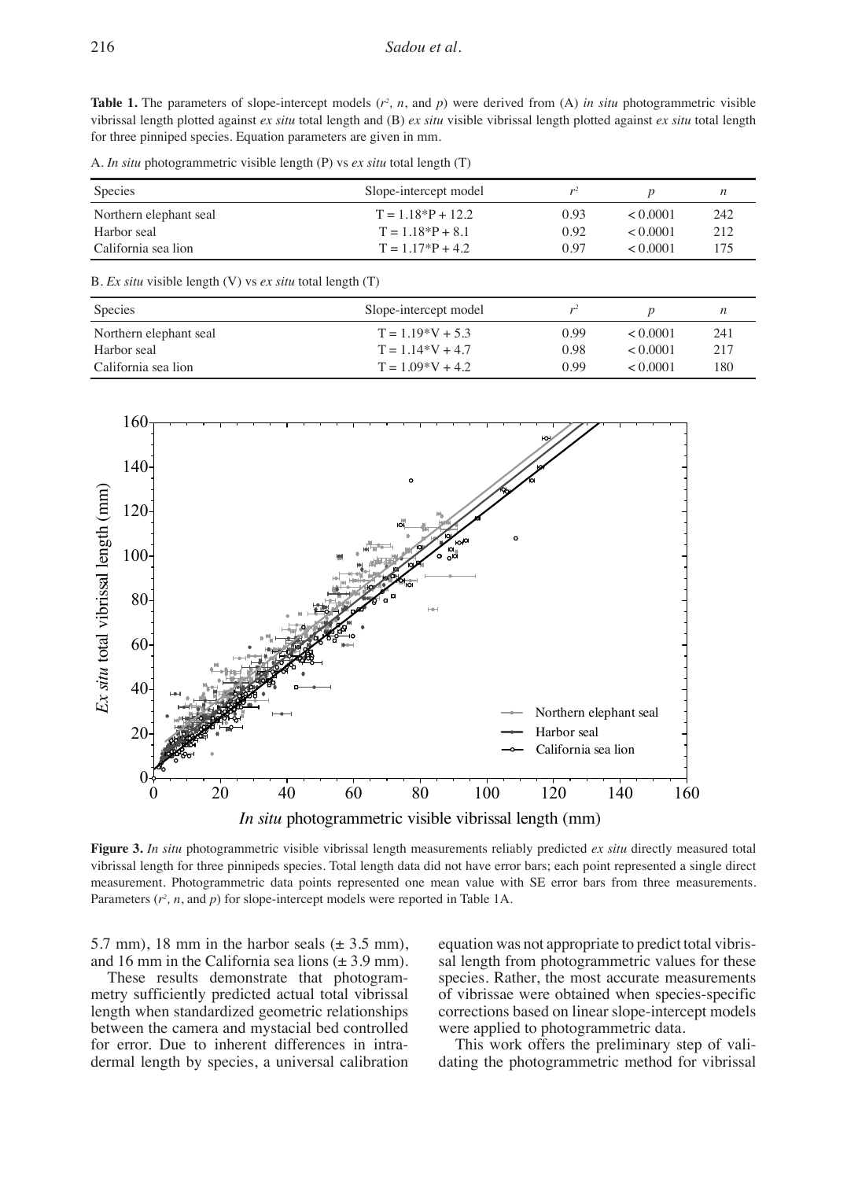**Table 1.** The parameters of slope-intercept models ($r^2$, $n$, and $p$) were derived from (A) *in situ* photogrammetric visible vibrissal length plotted against *ex situ* total length and (B) *ex situ* visible vibrissal length plotted against *ex situ* total length for three pinniped species. Equation parameters are given in mm.

A. *In situ* photogrammetric visible length (P) vs *ex situ* total length (T)

| Species | Slope-intercept model | $r^2$ | $p$ | $n$ |
|---|---|---|---|---|
| Northern elephant seal | T = 1.18*P + 12.2 | 0.93 | < 0.0001 | 242 |
| Harbor seal | T = 1.18*P + 8.1 | 0.92 | < 0.0001 | 212 |
| California sea lion | T = 1.17*P + 4.2 | 0.97 | < 0.0001 | 175 |

B. *Ex situ* visible length (V) vs *ex situ* total length (T)

| Species | Slope-intercept model | $r^2$ | $p$ | $n$ |
|---|---|---|---|---|
| Northern elephant seal | T = 1.19*V + 5.3 | 0.99 | < 0.0001 | 241 |
| Harbor seal | T = 1.14*V + 4.7 | 0.98 | < 0.0001 | 217 |
| California sea lion | T = 1.09*V + 4.2 | 0.99 | < 0.0001 | 180 |

**Figure 3.** *In situ* photogrammetric visible vibrissal length measurements reliably predicted *ex situ* directly measured total vibrissal length for three pinnipeds species. Total length data did not have error bars; each point represented a single direct measurement. Photogrammetric data points represented one mean value with SE error bars from three measurements. Parameters ($r^2$, $n$, and $p$) for slope-intercept models were reported in Table 1A.

5.7 mm), 18 mm in the harbor seals (± 3.5 mm), and 16 mm in the California sea lions (± 3.9 mm).

These results demonstrate that photogrammetry sufficiently predicted actual total vibrissal length when standardized geometric relationships between the camera and mystacial bed controlled for error. Due to inherent differences in intradermal length by species, a universal calibration equation was not appropriate to predict total vibrissal length from photogrammetric values for these species. Rather, the most accurate measurements of vibrissae were obtained when species-specific corrections based on linear slope-intercept models were applied to photogrammetric data.

This work offers the preliminary step of validating the photogrammetric method for vibrissal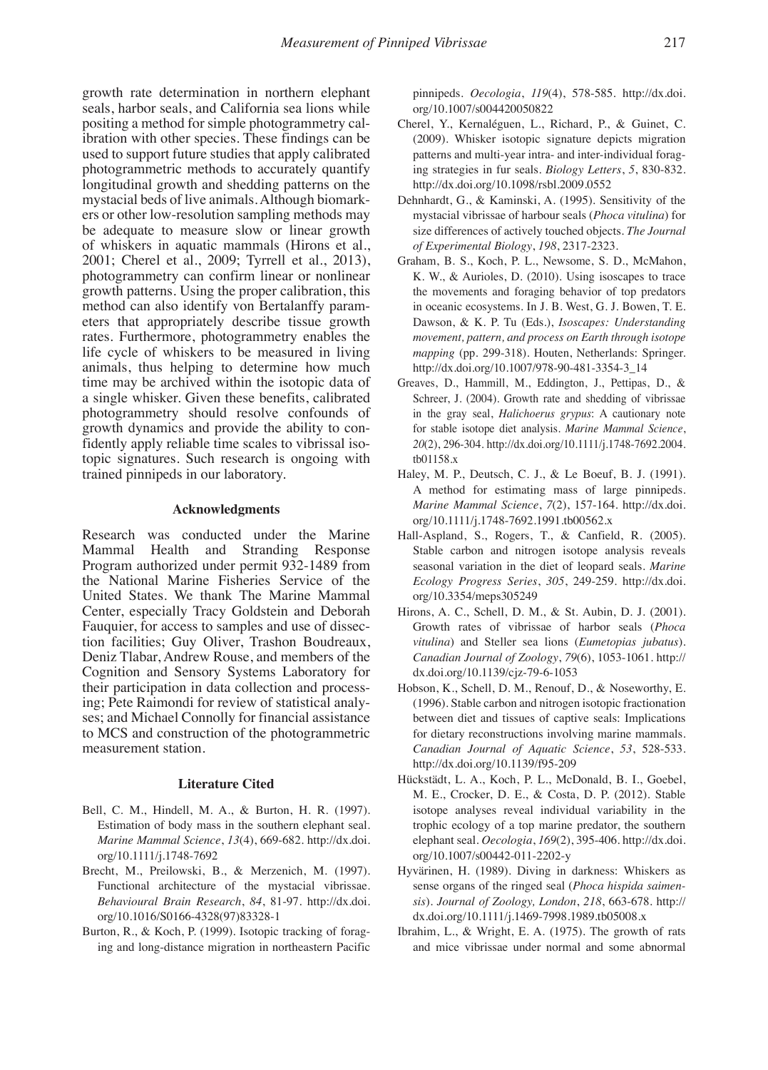growth rate determination in northern elephant seals, harbor seals, and California sea lions while positing a method for simple photogrammetry calibration with other species. These findings can be used to support future studies that apply calibrated photogrammetric methods to accurately quantify longitudinal growth and shedding patterns on the mystacial beds of live animals. Although biomarkers or other low-resolution sampling methods may be adequate to measure slow or linear growth of whiskers in aquatic mammals (Hirons et al., 2001; Cherel et al., 2009; Tyrrell et al., 2013), photogrammetry can confirm linear or nonlinear growth patterns. Using the proper calibration, this method can also identify von Bertalanffy parameters that appropriately describe tissue growth rates. Furthermore, photogrammetry enables the life cycle of whiskers to be measured in living animals, thus helping to determine how much time may be archived within the isotopic data of a single whisker. Given these benefits, calibrated photogrammetry should resolve confounds of growth dynamics and provide the ability to confidently apply reliable time scales to vibrissal isotopic signatures. Such research is ongoing with trained pinnipeds in our laboratory.

## Acknowledgments

Research was conducted under the Marine Mammal Health and Stranding Response Program authorized under permit 932-1489 from the National Marine Fisheries Service of the United States. We thank The Marine Mammal Center, especially Tracy Goldstein and Deborah Fauquier, for access to samples and use of dissection facilities; Guy Oliver, Trashon Boudreaux, Deniz Tlabar, Andrew Rouse, and members of the Cognition and Sensory Systems Laboratory for their participation in data collection and processing; Pete Raimondi for review of statistical analyses; and Michael Connolly for financial assistance to MCS and construction of the photogrammetric measurement station.

## Literature Cited

Bell, C. M., Hindell, M. A., & Burton, H. R. (1997). Estimation of body mass in the southern elephant seal. *Marine Mammal Science*, *13*(4), 669-682. http://dx.doi.org/10.1111/j.1748-7692

Brecht, M., Preilowski, B., & Merzenich, M. (1997). Functional architecture of the mystacial vibrissae. *Behavioural Brain Research*, *84*, 81-97. http://dx.doi.org/10.1016/S0166-4328(97)83328-1

Burton, R., & Koch, P. (1999). Isotopic tracking of foraging and long-distance migration in northeastern Pacific pinnipeds. *Oecologia*, *119*(4), 578-585. http://dx.doi.org/10.1007/s004420050822

Cherel, Y., Kernaléguen, L., Richard, P., & Guinet, C. (2009). Whisker isotopic signature depicts migration patterns and multi-year intra- and inter-individual foraging strategies in fur seals. *Biology Letters*, *5*, 830-832. http://dx.doi.org/10.1098/rsbl.2009.0552

Dehnhardt, G., & Kaminski, A. (1995). Sensitivity of the mystacial vibrissae of harbour seals (*Phoca vitulina*) for size differences of actively touched objects. *The Journal of Experimental Biology*, *198*, 2317-2323.

Graham, B. S., Koch, P. L., Newsome, S. D., McMahon, K. W., & Aurioles, D. (2010). Using isoscapes to trace the movements and foraging behavior of top predators in oceanic ecosystems. In J. B. West, G. J. Bowen, T. E. Dawson, & K. P. Tu (Eds.), *Isoscapes: Understanding movement, pattern, and process on Earth through isotope mapping* (pp. 299-318). Houten, Netherlands: Springer. http://dx.doi.org/10.1007/978-90-481-3354-3_14

Greaves, D., Hammill, M., Eddington, J., Pettipas, D., & Schreer, J. (2004). Growth rate and shedding of vibrissae in the gray seal, *Halichoerus grypus*: A cautionary note for stable isotope diet analysis. *Marine Mammal Science*, *20*(2), 296-304. http://dx.doi.org/10.1111/j.1748-7692.2004.tb01158.x

Haley, M. P., Deutsch, C. J., & Le Boeuf, B. J. (1991). A method for estimating mass of large pinnipeds. *Marine Mammal Science*, *7*(2), 157-164. http://dx.doi.org/10.1111/j.1748-7692.1991.tb00562.x

Hall-Aspland, S., Rogers, T., & Canfield, R. (2005). Stable carbon and nitrogen isotope analysis reveals seasonal variation in the diet of leopard seals. *Marine Ecology Progress Series*, *305*, 249-259. http://dx.doi.org/10.3354/meps305249

Hirons, A. C., Schell, D. M., & St. Aubin, D. J. (2001). Growth rates of vibrissae of harbor seals (*Phoca vitulina*) and Steller sea lions (*Eumetopias jubatus*). *Canadian Journal of Zoology*, *79*(6), 1053-1061. http://dx.doi.org/10.1139/cjz-79-6-1053

Hobson, K., Schell, D. M., Renouf, D., & Noseworthy, E. (1996). Stable carbon and nitrogen isotopic fractionation between diet and tissues of captive seals: Implications for dietary reconstructions involving marine mammals. *Canadian Journal of Aquatic Science*, *53*, 528-533. http://dx.doi.org/10.1139/f95-209

Hückstädt, L. A., Koch, P. L., McDonald, B. I., Goebel, M. E., Crocker, D. E., & Costa, D. P. (2012). Stable isotope analyses reveal individual variability in the trophic ecology of a top marine predator, the southern elephant seal. *Oecologia*, *169*(2), 395-406. http://dx.doi.org/10.1007/s00442-011-2202-y

Hyvärinen, H. (1989). Diving in darkness: Whiskers as sense organs of the ringed seal (*Phoca hispida saimensis*). *Journal of Zoology, London*, *218*, 663-678. http://dx.doi.org/10.1111/j.1469-7998.1989.tb05008.x

Ibrahim, L., & Wright, E. A. (1975). The growth of rats and mice vibrissae under normal and some abnormal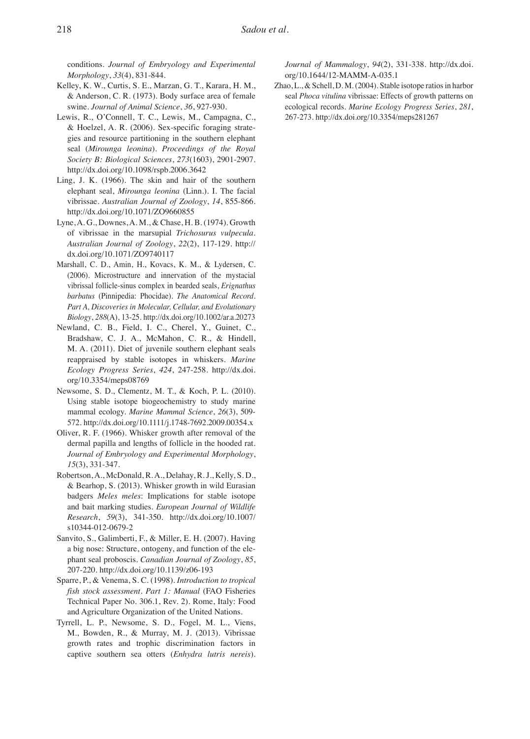conditions. *Journal of Embryology and Experimental Morphology*, *33*(4), 831-844.

Kelley, K. W., Curtis, S. E., Marzan, G. T., Karara, H. M., & Anderson, C. R. (1973). Body surface area of female swine. *Journal of Animal Science*, *36*, 927-930.

Lewis, R., O'Connell, T. C., Lewis, M., Campagna, C., & Hoelzel, A. R. (2006). Sex-specific foraging strategies and resource partitioning in the southern elephant seal (*Mirounga leonina*). *Proceedings of the Royal Society B: Biological Sciences*, *273*(1603), 2901-2907. http://dx.doi.org/10.1098/rspb.2006.3642

Ling, J. K. (1966). The skin and hair of the southern elephant seal, *Mirounga leonina* (Linn.). I. The facial vibrissae. *Australian Journal of Zoology*, *14*, 855-866. http://dx.doi.org/10.1071/ZO9660855

Lyne, A. G., Downes, A. M., & Chase, H. B. (1974). Growth of vibrissae in the marsupial *Trichosurus vulpecula*. *Australian Journal of Zoology*, *22*(2), 117-129. http://dx.doi.org/10.1071/ZO9740117

Marshall, C. D., Amin, H., Kovacs, K. M., & Lydersen, C. (2006). Microstructure and innervation of the mystacial vibrissal follicle-sinus complex in bearded seals, *Erignathus barbatus* (Pinnipedia: Phocidae). *The Anatomical Record. Part A, Discoveries in Molecular, Cellular, and Evolutionary Biology*, *288*(A), 13-25. http://dx.doi.org/10.1002/ar.a.20273

Newland, C. B., Field, I. C., Cherel, Y., Guinet, C., Bradshaw, C. J. A., McMahon, C. R., & Hindell, M. A. (2011). Diet of juvenile southern elephant seals reappraised by stable isotopes in whiskers. *Marine Ecology Progress Series*, *424*, 247-258. http://dx.doi.org/10.3354/meps08769

Newsome, S. D., Clementz, M. T., & Koch, P. L. (2010). Using stable isotope biogeochemistry to study marine mammal ecology. *Marine Mammal Science*, *26*(3), 509-572. http://dx.doi.org/10.1111/j.1748-7692.2009.00354.x

Oliver, R. F. (1966). Whisker growth after removal of the dermal papilla and lengths of follicle in the hooded rat. *Journal of Embryology and Experimental Morphology*, *15*(3), 331-347.

Robertson, A., McDonald, R. A., Delahay, R. J., Kelly, S. D., & Bearhop, S. (2013). Whisker growth in wild Eurasian badgers *Meles meles*: Implications for stable isotope and bait marking studies. *European Journal of Wildlife Research*, *59*(3), 341-350. http://dx.doi.org/10.1007/s10344-012-0679-2

Sanvito, S., Galimberti, F., & Miller, E. H. (2007). Having a big nose: Structure, ontogeny, and function of the elephant seal proboscis. *Canadian Journal of Zoology*, *85*, 207-220. http://dx.doi.org/10.1139/z06-193

Sparre, P., & Venema, S. C. (1998). *Introduction to tropical fish stock assessment. Part 1: Manual* (FAO Fisheries Technical Paper No. 306.1, Rev. 2). Rome, Italy: Food and Agriculture Organization of the United Nations.

Tyrrell, L. P., Newsome, S. D., Fogel, M. L., Viens, M., Bowden, R., & Murray, M. J. (2013). Vibrissae growth rates and trophic discrimination factors in captive southern sea otters (*Enhydra lutris nereis*). *Journal of Mammalogy*, *94*(2), 331-338. http://dx.doi.org/10.1644/12-MAMM-A-035.1

Zhao, L., & Schell, D. M. (2004). Stable isotope ratios in harbor seal *Phoca vitulina* vibrissae: Effects of growth patterns on ecological records. *Marine Ecology Progress Series*, *281*, 267-273. http://dx.doi.org/10.3354/meps281267